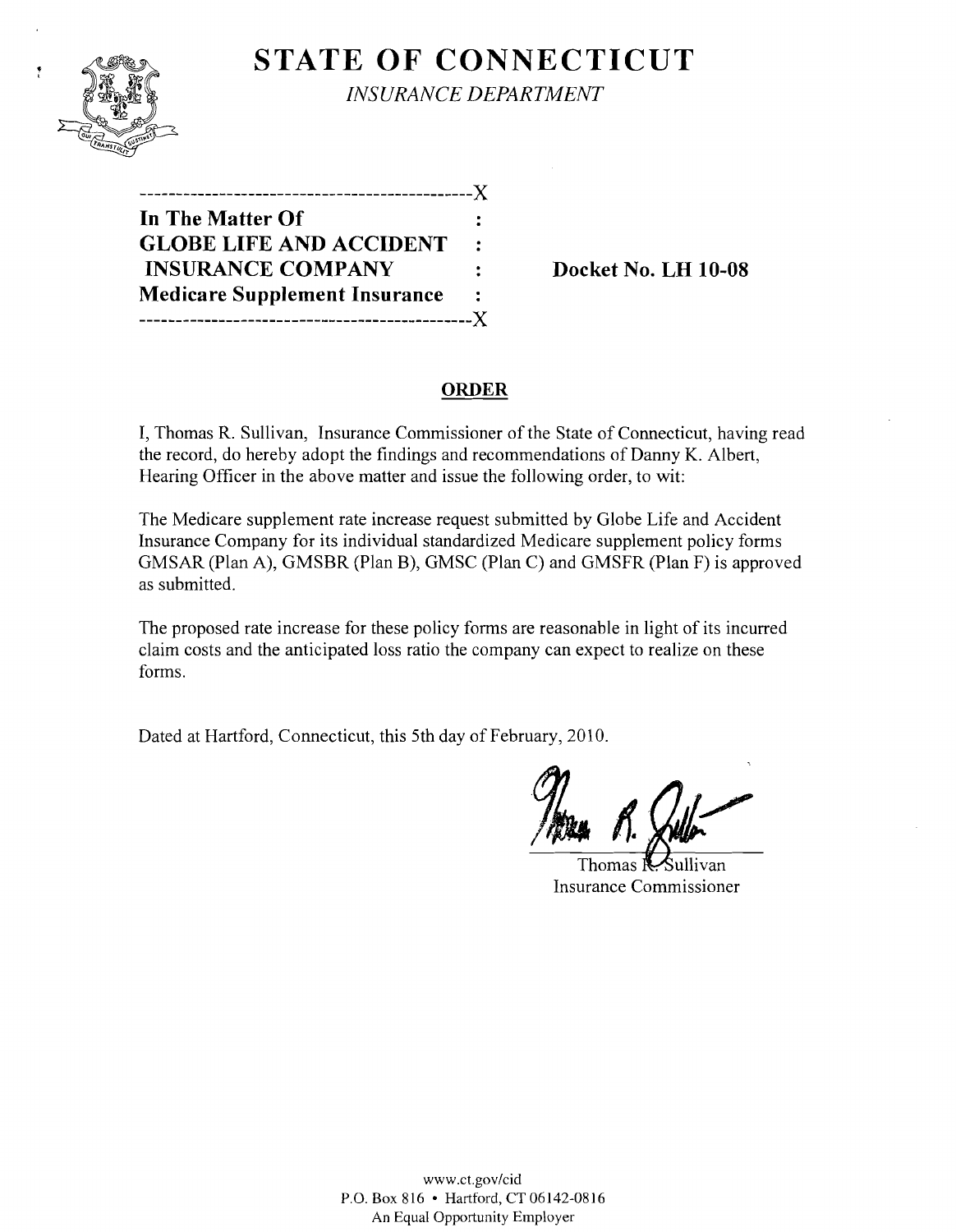# STATE OF CONNECTICUT

*INSURANCE DEPARTMENT*

---------------------------------------------X

| | | |
|---|---|---|
| **In The Matter Of** | : | |
| **GLOBE LIFE AND ACCIDENT** | : | |
| **INSURANCE COMPANY** | : | **Docket No. LH 10-08** |
| **Medicare Supplement Insurance** | : | |

---------------------------------------------X

## ORDER

I, Thomas R. Sullivan, Insurance Commissioner of the State of Connecticut, having read the record, do hereby adopt the findings and recommendations of Danny K. Albert, Hearing Officer in the above matter and issue the following order, to wit:

The Medicare supplement rate increase request submitted by Globe Life and Accident Insurance Company for its individual standardized Medicare supplement policy forms GMSAR (Plan A), GMSBR (Plan B), GMSC (Plan C) and GMSFR (Plan F) is approved as submitted.

The proposed rate increase for these policy forms are reasonable in light of its incurred claim costs and the anticipated loss ratio the company can expect to realize on these forms.

Dated at Hartford, Connecticut, this 5th day of February, 2010.

Thomas R. Sullivan
Insurance Commissioner

www.ct.gov/cid
P.O. Box 816 • Hartford, CT 06142-0816
An Equal Opportunity Employer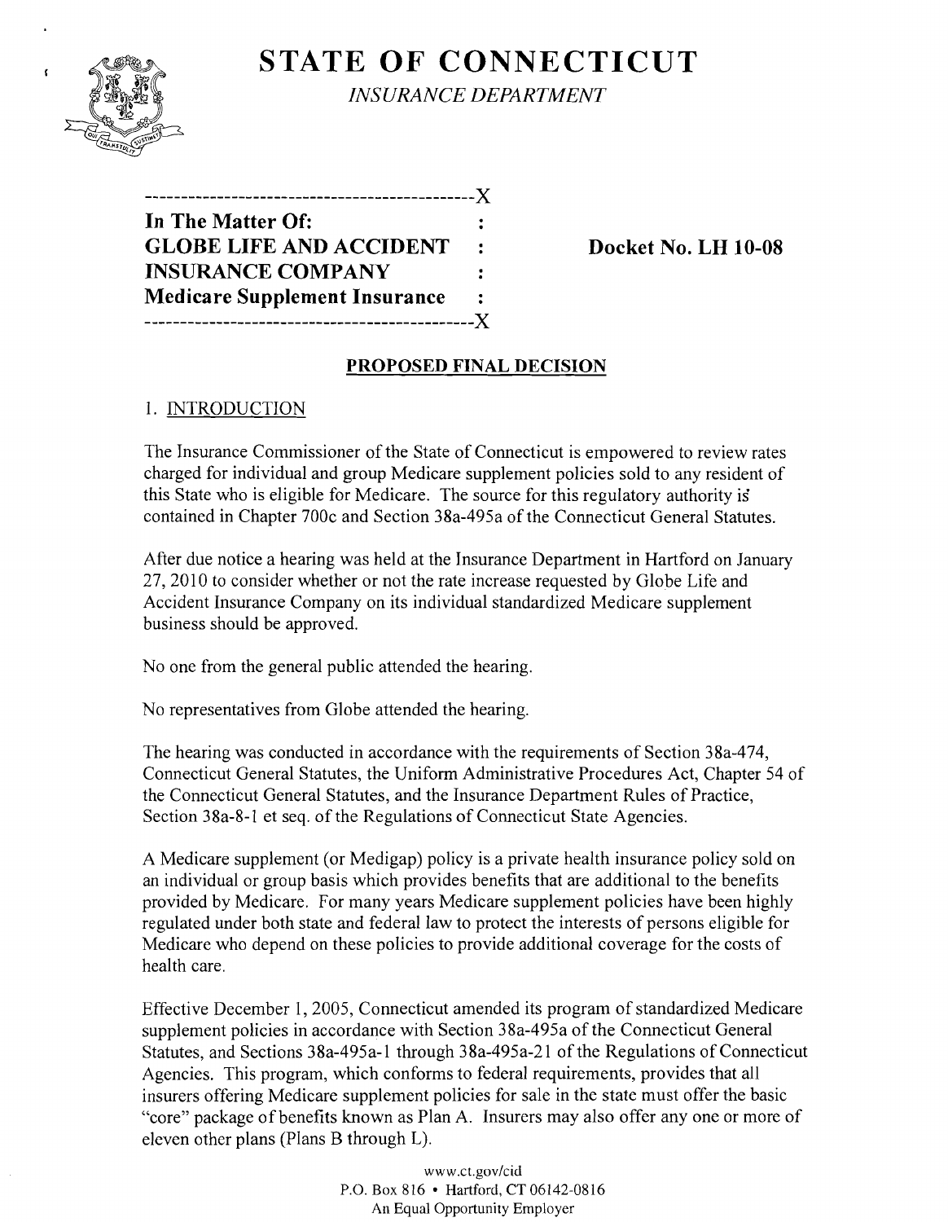# STATE OF CONNECTICUT

*INSURANCE DEPARTMENT*

```
----------------------------------------------X
In The Matter Of:                             :
GLOBE LIFE AND ACCIDENT                       :
INSURANCE COMPANY                             :
Medicare Supplement Insurance                 :
----------------------------------------------X
```

**Docket No. LH 10-08**

## PROPOSED FINAL DECISION

### 1. INTRODUCTION

The Insurance Commissioner of the State of Connecticut is empowered to review rates charged for individual and group Medicare supplement policies sold to any resident of this State who is eligible for Medicare. The source for this regulatory authority is contained in Chapter 700c and Section 38a-495a of the Connecticut General Statutes.

After due notice a hearing was held at the Insurance Department in Hartford on January 27, 2010 to consider whether or not the rate increase requested by Globe Life and Accident Insurance Company on its individual standardized Medicare supplement business should be approved.

No one from the general public attended the hearing.

No representatives from Globe attended the hearing.

The hearing was conducted in accordance with the requirements of Section 38a-474, Connecticut General Statutes, the Uniform Administrative Procedures Act, Chapter 54 of the Connecticut General Statutes, and the Insurance Department Rules of Practice, Section 38a-8-1 et seq. of the Regulations of Connecticut State Agencies.

A Medicare supplement (or Medigap) policy is a private health insurance policy sold on an individual or group basis which provides benefits that are additional to the benefits provided by Medicare. For many years Medicare supplement policies have been highly regulated under both state and federal law to protect the interests of persons eligible for Medicare who depend on these policies to provide additional coverage for the costs of health care.

Effective December 1, 2005, Connecticut amended its program of standardized Medicare supplement policies in accordance with Section 38a-495a of the Connecticut General Statutes, and Sections 38a-495a-1 through 38a-495a-21 of the Regulations of Connecticut Agencies. This program, which conforms to federal requirements, provides that all insurers offering Medicare supplement policies for sale in the state must offer the basic "core" package of benefits known as Plan A. Insurers may also offer any one or more of eleven other plans (Plans B through L).

www.ct.gov/cid
P.O. Box 816 • Hartford, CT 06142-0816
An Equal Opportunity Employer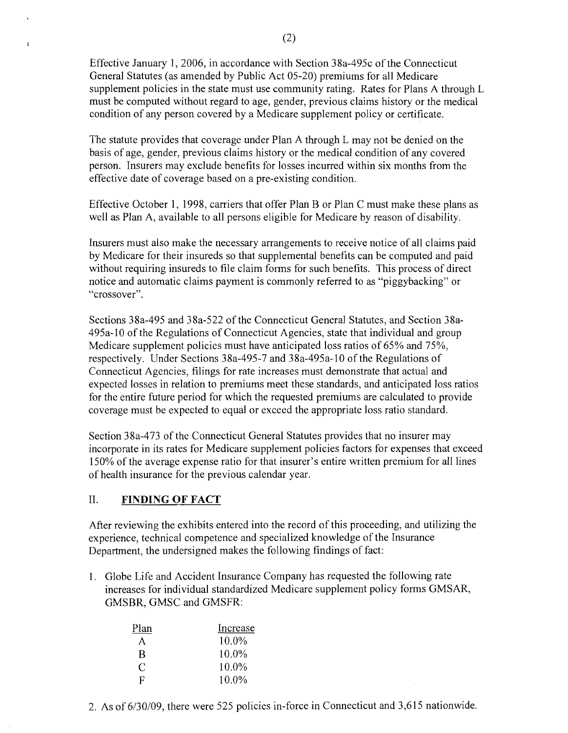Effective January 1, 2006, in accordance with Section 38a-495c of the Connecticut General Statutes (as amended by Public Act 05-20) premiums for all Medicare supplement policies in the state must use community rating. Rates for Plans A through L must be computed without regard to age, gender, previous claims history or the medical condition of any person covered by a Medicare supplement policy or certificate.

The statute provides that coverage under Plan A through L may not be denied on the basis of age, gender, previous claims history or the medical condition of any covered person. Insurers may exclude benefits for losses incurred within six months from the effective date of coverage based on a pre-existing condition.

Effective October 1, 1998, carriers that offer Plan B or Plan C must make these plans as well as Plan A, available to all persons eligible for Medicare by reason of disability.

Insurers must also make the necessary arrangements to receive notice of all claims paid by Medicare for their insureds so that supplemental benefits can be computed and paid without requiring insureds to file claim forms for such benefits. This process of direct notice and automatic claims payment is commonly referred to as "piggybacking" or "crossover".

Sections 38a-495 and 38a-522 of the Connecticut General Statutes, and Section 38a-495a-10 of the Regulations of Connecticut Agencies, state that individual and group Medicare supplement policies must have anticipated loss ratios of 65% and 75%, respectively. Under Sections 38a-495-7 and 38a-495a-10 of the Regulations of Connecticut Agencies, filings for rate increases must demonstrate that actual and expected losses in relation to premiums meet these standards, and anticipated loss ratios for the entire future period for which the requested premiums are calculated to provide coverage must be expected to equal or exceed the appropriate loss ratio standard.

Section 38a-473 of the Connecticut General Statutes provides that no insurer may incorporate in its rates for Medicare supplement policies factors for expenses that exceed 150% of the average expense ratio for that insurer's entire written premium for all lines of health insurance for the previous calendar year.

## II. FINDING OF FACT

After reviewing the exhibits entered into the record of this proceeding, and utilizing the experience, technical competence and specialized knowledge of the Insurance Department, the undersigned makes the following findings of fact:

1. Globe Life and Accident Insurance Company has requested the following rate increases for individual standardized Medicare supplement policy forms GMSAR, GMSBR, GMSC and GMSFR:

| Plan | Increase |
|---|---|
| A | 10.0% |
| B | 10.0% |
| C | 10.0% |
| F | 10.0% |

2. As of 6/30/09, there were 525 policies in-force in Connecticut and 3,615 nationwide.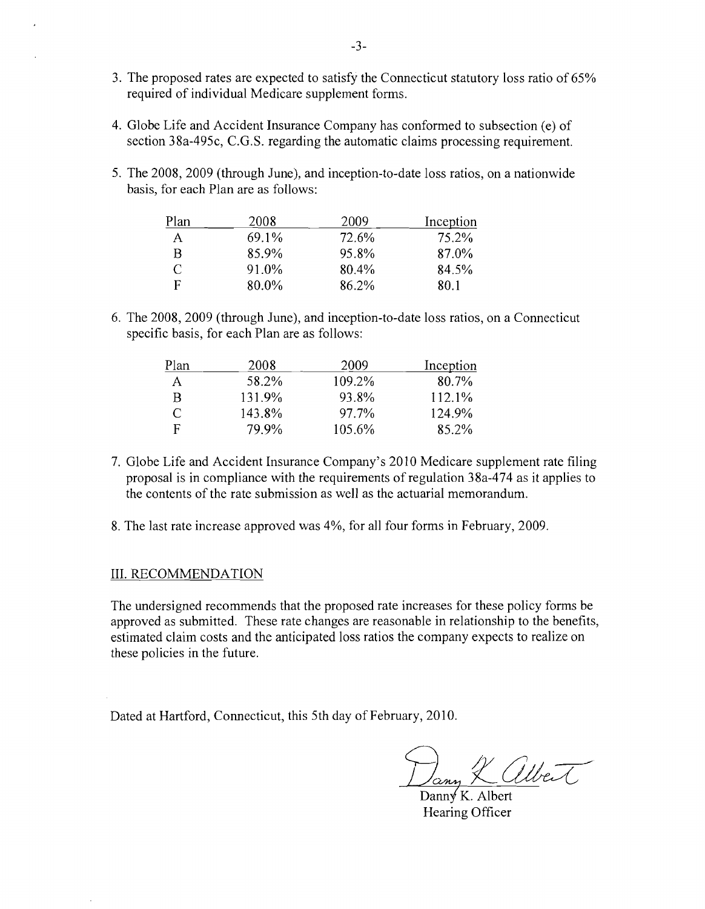3. The proposed rates are expected to satisfy the Connecticut statutory loss ratio of 65% required of individual Medicare supplement forms.

4. Globe Life and Accident Insurance Company has conformed to subsection (e) of section 38a-495c, C.G.S. regarding the automatic claims processing requirement.

5. The 2008, 2009 (through June), and inception-to-date loss ratios, on a nationwide basis, for each Plan are as follows:

| Plan | 2008 | 2009 | Inception |
|---|---|---|---|
| A | 69.1% | 72.6% | 75.2% |
| B | 85.9% | 95.8% | 87.0% |
| C | 91.0% | 80.4% | 84.5% |
| F | 80.0% | 86.2% | 80.1 |

6. The 2008, 2009 (through June), and inception-to-date loss ratios, on a Connecticut specific basis, for each Plan are as follows:

| Plan | 2008 | 2009 | Inception |
|---|---|---|---|
| A | 58.2% | 109.2% | 80.7% |
| B | 131.9% | 93.8% | 112.1% |
| C | 143.8% | 97.7% | 124.9% |
| F | 79.9% | 105.6% | 85.2% |

7. Globe Life and Accident Insurance Company's 2010 Medicare supplement rate filing proposal is in compliance with the requirements of regulation 38a-474 as it applies to the contents of the rate submission as well as the actuarial memorandum.

8. The last rate increase approved was 4%, for all four forms in February, 2009.

## III. RECOMMENDATION

The undersigned recommends that the proposed rate increases for these policy forms be approved as submitted. These rate changes are reasonable in relationship to the benefits, estimated claim costs and the anticipated loss ratios the company expects to realize on these policies in the future.

Dated at Hartford, Connecticut, this 5th day of February, 2010.

Danny K. Albert
Hearing Officer